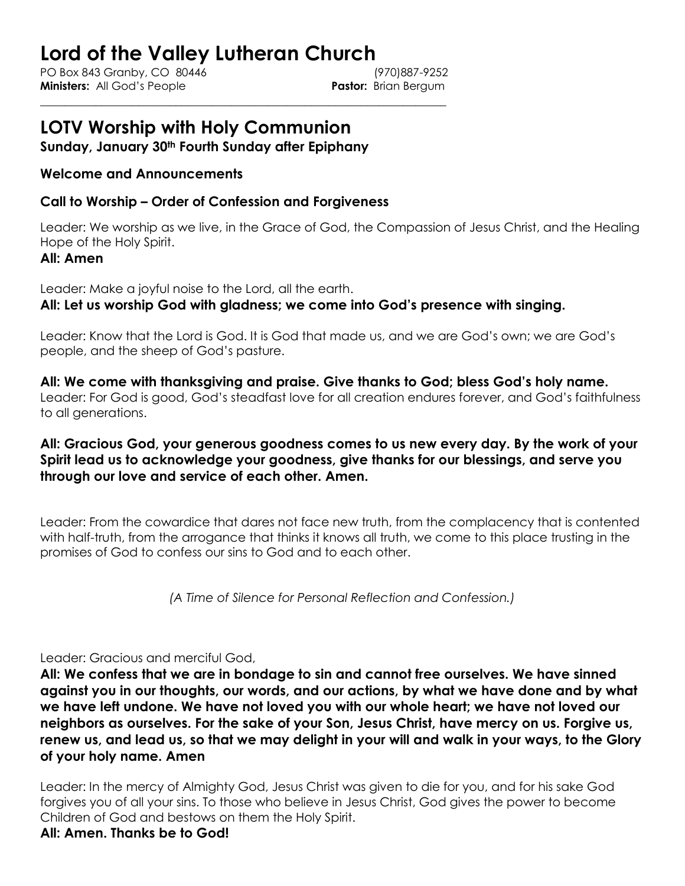# Lord of the Valley Lutheran Church

PO Box 843 Granby, CO 80446 (970)887-9252
**Ministers:** All God's People **Pastor:** Brian Bergum

---

## LOTV Worship with Holy Communion

**Sunday, January 30th Fourth Sunday after Epiphany**

### Welcome and Announcements

### Call to Worship – Order of Confession and Forgiveness

Leader: We worship as we live, in the Grace of God, the Compassion of Jesus Christ, and the Healing Hope of the Holy Spirit.
**All: Amen**

Leader: Make a joyful noise to the Lord, all the earth.
**All: Let us worship God with gladness; we come into God's presence with singing.**

Leader: Know that the Lord is God. It is God that made us, and we are God's own; we are God's people, and the sheep of God's pasture.

**All: We come with thanksgiving and praise. Give thanks to God; bless God's holy name.**
Leader: For God is good, God's steadfast love for all creation endures forever, and God's faithfulness to all generations.

**All: Gracious God, your generous goodness comes to us new every day. By the work of your Spirit lead us to acknowledge your goodness, give thanks for our blessings, and serve you through our love and service of each other. Amen.**

Leader: From the cowardice that dares not face new truth, from the complacency that is contented with half-truth, from the arrogance that thinks it knows all truth, we come to this place trusting in the promises of God to confess our sins to God and to each other.

*(A Time of Silence for Personal Reflection and Confession.)*

Leader: Gracious and merciful God,
**All: We confess that we are in bondage to sin and cannot free ourselves. We have sinned against you in our thoughts, our words, and our actions, by what we have done and by what we have left undone. We have not loved you with our whole heart; we have not loved our neighbors as ourselves. For the sake of your Son, Jesus Christ, have mercy on us. Forgive us, renew us, and lead us, so that we may delight in your will and walk in your ways, to the Glory of your holy name. Amen**

Leader: In the mercy of Almighty God, Jesus Christ was given to die for you, and for his sake God forgives you of all your sins. To those who believe in Jesus Christ, God gives the power to become Children of God and bestows on them the Holy Spirit.
**All: Amen. Thanks be to God!**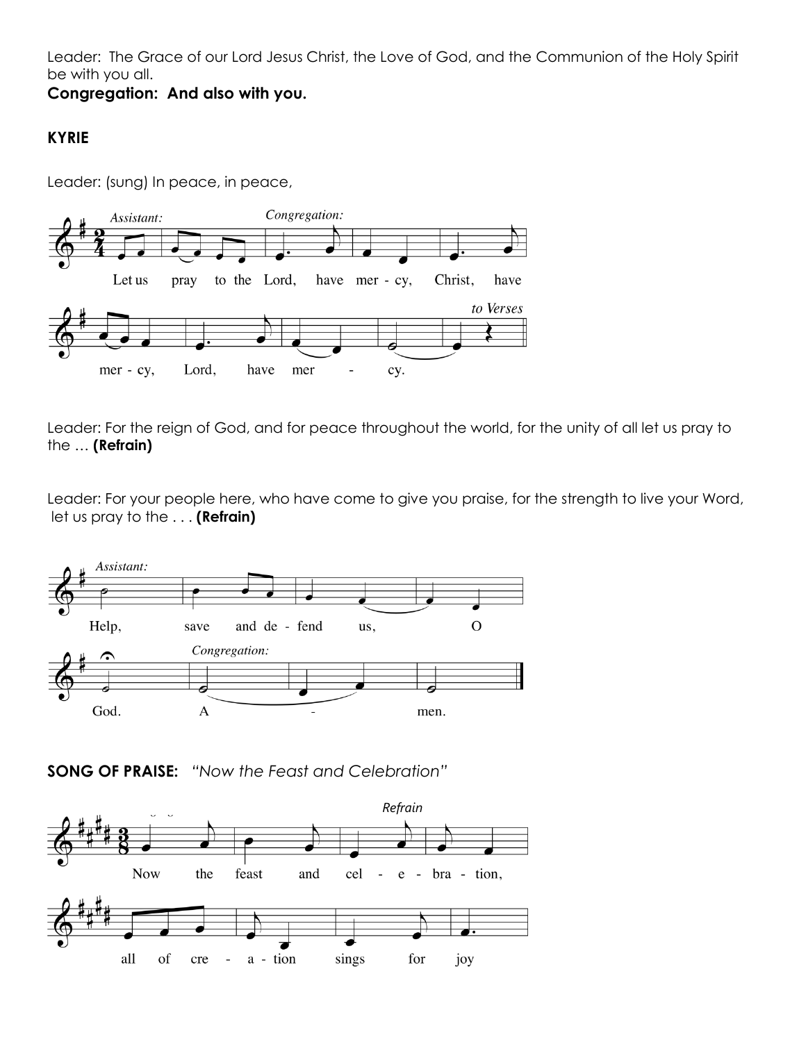Leader: The Grace of our Lord Jesus Christ, the Love of God, and the Communion of the Holy Spirit be with you all.

**Congregation: And also with you.**

**KYRIE**

Leader: (sung) In peace, in peace,

*Assistant:* Let us pray to the Lord, *Congregation:* have mer - cy, Christ, have mer - cy, Lord, have mer - cy. *to Verses*

Leader: For the reign of God, and for peace throughout the world, for the unity of all let us pray to the … **(Refrain)**

Leader: For your people here, who have come to give you praise, for the strength to live your Word, let us pray to the . . . **(Refrain)**

*Assistant:* Help, save and de - fend us, O God. *Congregation:* A - men.

**SONG OF PRAISE:** *"Now the Feast and Celebration"*

*Refrain*

Now the feast and cel - e - bra - tion, all of cre - a - tion sings for joy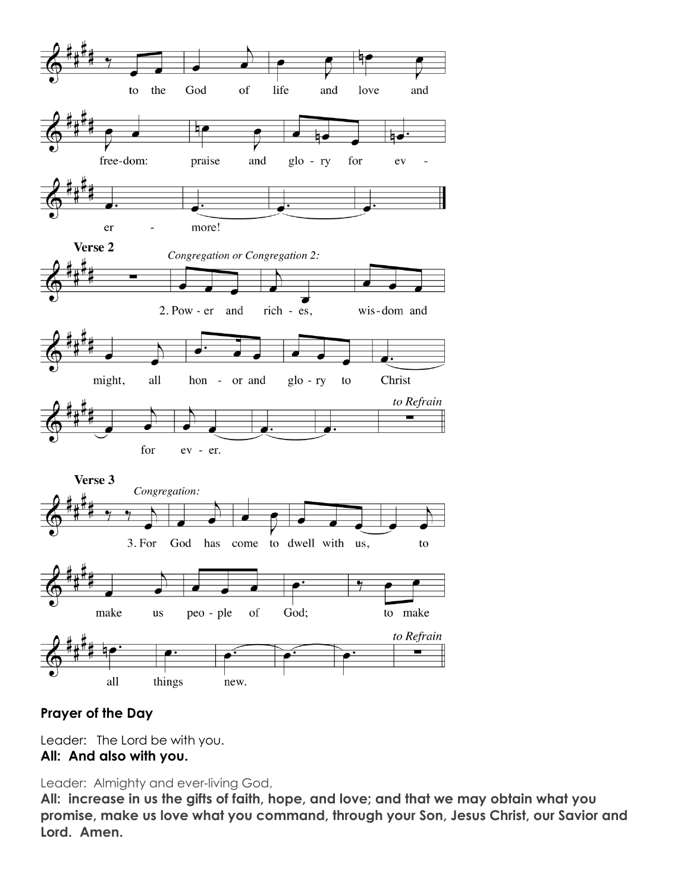to the God of life and love and free-dom: praise and glo-ry for ev-er-more!

**Verse 2**

*Congregation or Congregation 2:*

2. Pow-er and rich-es, wis-dom and might, all hon-or and glo-ry to Christ for ev-er.

*to Refrain*

**Verse 3**

*Congregation:*

3. For God has come to dwell with us, to make us peo-ple of God; to make all things new.

*to Refrain*

## Prayer of the Day

Leader: The Lord be with you.
**All: And also with you.**

Leader: Almighty and ever-living God,
**All: increase in us the gifts of faith, hope, and love; and that we may obtain what you promise, make us love what you command, through your Son, Jesus Christ, our Savior and Lord. Amen.**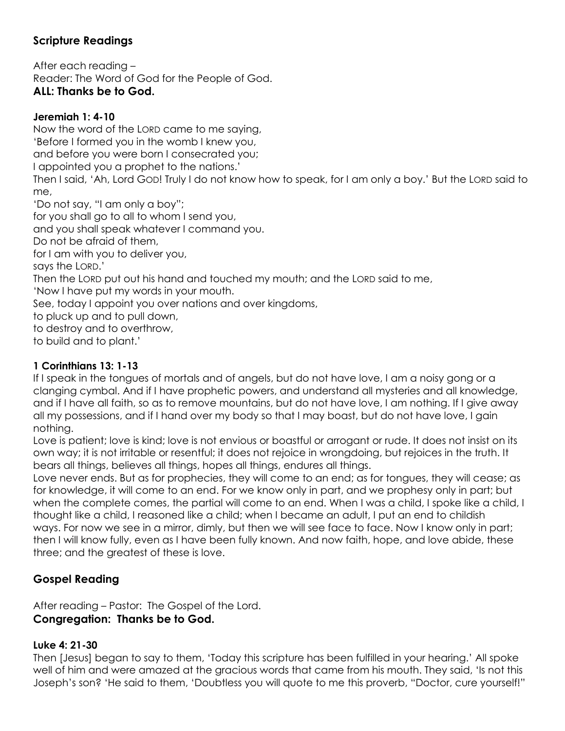## Scripture Readings

After each reading –
Reader: The Word of God for the People of God.
**ALL: Thanks be to God.**

**Jeremiah 1: 4-10**

Now the word of the LORD came to me saying,
'Before I formed you in the womb I knew you,
and before you were born I consecrated you;
I appointed you a prophet to the nations.'
Then I said, 'Ah, Lord GOD! Truly I do not know how to speak, for I am only a boy.' But the LORD said to me,
'Do not say, "I am only a boy";
for you shall go to all to whom I send you,
and you shall speak whatever I command you.
Do not be afraid of them,
for I am with you to deliver you,
says the LORD.'
Then the LORD put out his hand and touched my mouth; and the LORD said to me,
'Now I have put my words in your mouth.
See, today I appoint you over nations and over kingdoms,
to pluck up and to pull down,
to destroy and to overthrow,
to build and to plant.'

**1 Corinthians 13: 1-13**

If I speak in the tongues of mortals and of angels, but do not have love, I am a noisy gong or a clanging cymbal. And if I have prophetic powers, and understand all mysteries and all knowledge, and if I have all faith, so as to remove mountains, but do not have love, I am nothing. If I give away all my possessions, and if I hand over my body so that I may boast, but do not have love, I gain nothing.
Love is patient; love is kind; love is not envious or boastful or arrogant or rude. It does not insist on its own way; it is not irritable or resentful; it does not rejoice in wrongdoing, but rejoices in the truth. It bears all things, believes all things, hopes all things, endures all things.
Love never ends. But as for prophecies, they will come to an end; as for tongues, they will cease; as for knowledge, it will come to an end. For we know only in part, and we prophesy only in part; but when the complete comes, the partial will come to an end. When I was a child, I spoke like a child, I thought like a child, I reasoned like a child; when I became an adult, I put an end to childish ways. For now we see in a mirror, dimly, but then we will see face to face. Now I know only in part; then I will know fully, even as I have been fully known. And now faith, hope, and love abide, these three; and the greatest of these is love.

## Gospel Reading

After reading – Pastor: The Gospel of the Lord.
**Congregation: Thanks be to God.**

**Luke 4: 21-30**

Then [Jesus] began to say to them, 'Today this scripture has been fulfilled in your hearing.' All spoke well of him and were amazed at the gracious words that came from his mouth. They said, 'Is not this Joseph's son? 'He said to them, 'Doubtless you will quote to me this proverb, "Doctor, cure yourself!"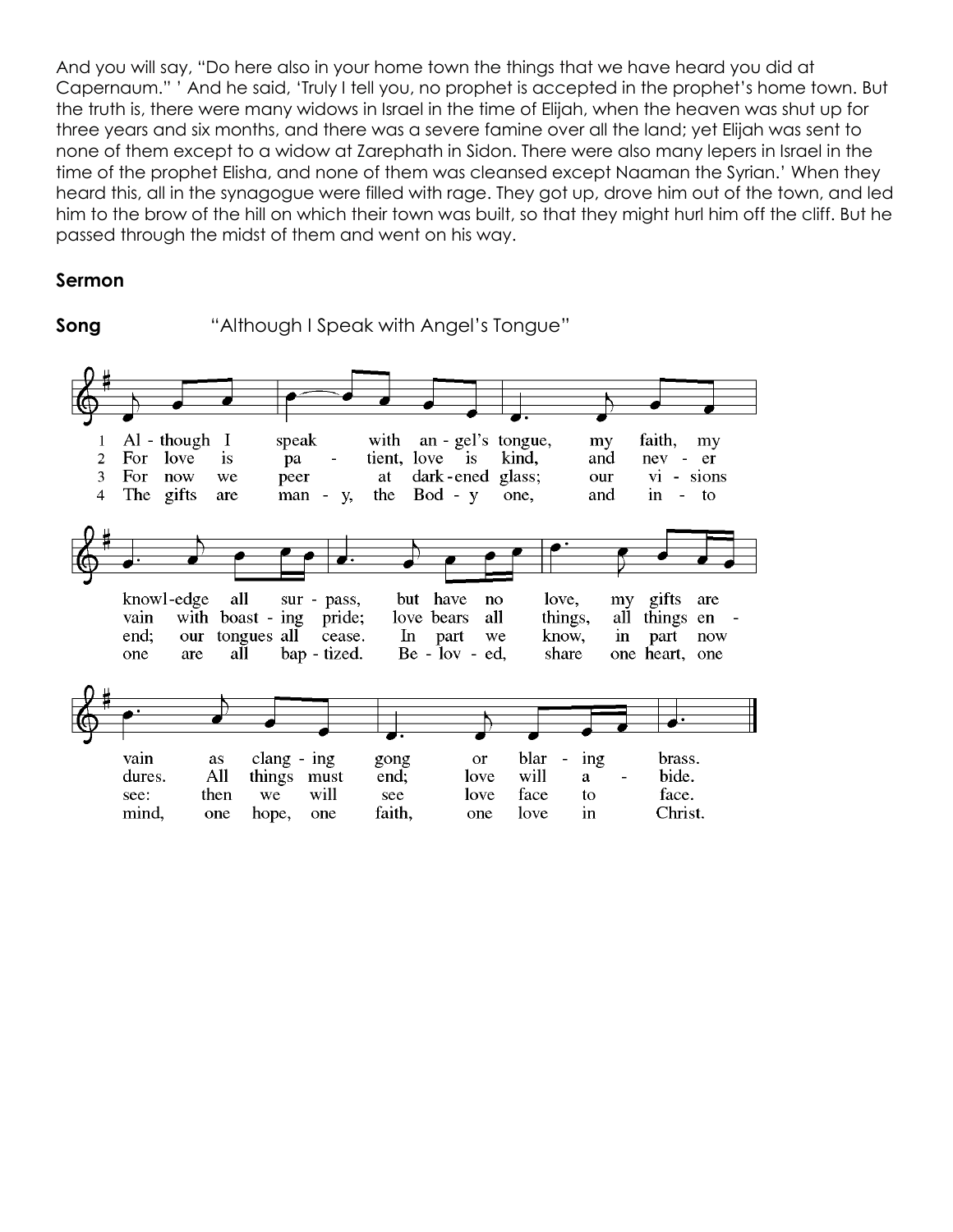And you will say, "Do here also in your home town the things that we have heard you did at Capernaum." ' And he said, 'Truly I tell you, no prophet is accepted in the prophet's home town. But the truth is, there were many widows in Israel in the time of Elijah, when the heaven was shut up for three years and six months, and there was a severe famine over all the land; yet Elijah was sent to none of them except to a widow at Zarephath in Sidon. There were also many lepers in Israel in the time of the prophet Elisha, and none of them was cleansed except Naaman the Syrian.' When they heard this, all in the synagogue were filled with rage. They got up, drove him out of the town, and led him to the brow of the hill on which their town was built, so that they might hurl him off the cliff. But he passed through the midst of them and went on his way.

**Sermon**

**Song** "Although I Speak with Angel's Tongue"

1 Although I speak with angel's tongue, my faith, my knowledge all surpass, but have no love, my gifts are vain as clanging gong or blaring brass.

2 For love is patient, love is kind, and never vain with boasting pride; love bears all things, all things endures. All things must end; love will abide.

3 For now we peer at darkened glass; our visions end; our tongues all cease. In part we know, in part now see: then we will see love face to face.

4 The gifts are many, the Body one, and into one are all baptized. Beloved, share one heart, one mind, one hope, one faith, one love in Christ.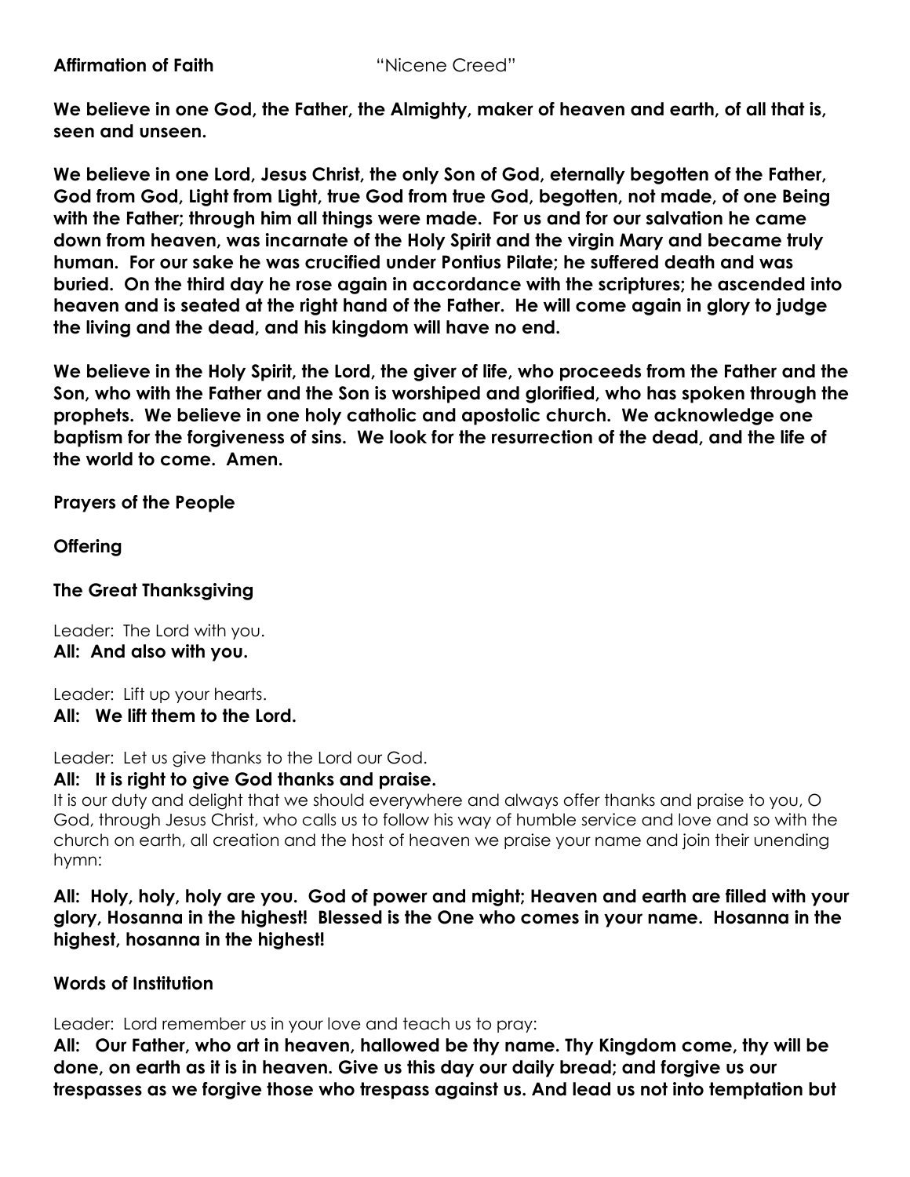**Affirmation of Faith** "Nicene Creed"

**We believe in one God, the Father, the Almighty, maker of heaven and earth, of all that is, seen and unseen.**

**We believe in one Lord, Jesus Christ, the only Son of God, eternally begotten of the Father, God from God, Light from Light, true God from true God, begotten, not made, of one Being with the Father; through him all things were made. For us and for our salvation he came down from heaven, was incarnate of the Holy Spirit and the virgin Mary and became truly human. For our sake he was crucified under Pontius Pilate; he suffered death and was buried. On the third day he rose again in accordance with the scriptures; he ascended into heaven and is seated at the right hand of the Father. He will come again in glory to judge the living and the dead, and his kingdom will have no end.**

**We believe in the Holy Spirit, the Lord, the giver of life, who proceeds from the Father and the Son, who with the Father and the Son is worshiped and glorified, who has spoken through the prophets. We believe in one holy catholic and apostolic church. We acknowledge one baptism for the forgiveness of sins. We look for the resurrection of the dead, and the life of the world to come. Amen.**

**Prayers of the People**

**Offering**

**The Great Thanksgiving**

Leader: The Lord with you.
**All: And also with you.**

Leader: Lift up your hearts.
**All: We lift them to the Lord.**

Leader: Let us give thanks to the Lord our God.
**All: It is right to give God thanks and praise.**
It is our duty and delight that we should everywhere and always offer thanks and praise to you, O God, through Jesus Christ, who calls us to follow his way of humble service and love and so with the church on earth, all creation and the host of heaven we praise your name and join their unending hymn:

**All: Holy, holy, holy are you. God of power and might; Heaven and earth are filled with your glory, Hosanna in the highest! Blessed is the One who comes in your name. Hosanna in the highest, hosanna in the highest!**

**Words of Institution**

Leader: Lord remember us in your love and teach us to pray:
**All: Our Father, who art in heaven, hallowed be thy name. Thy Kingdom come, thy will be done, on earth as it is in heaven. Give us this day our daily bread; and forgive us our trespasses as we forgive those who trespass against us. And lead us not into temptation but**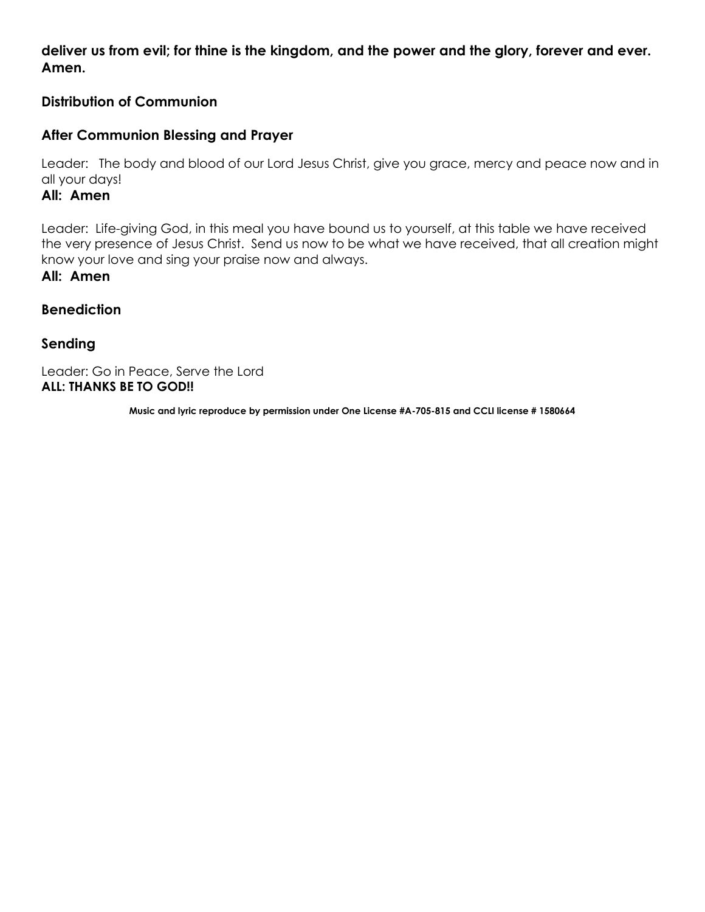**deliver us from evil; for thine is the kingdom, and the power and the glory, forever and ever. Amen.**

### Distribution of Communion

### After Communion Blessing and Prayer

Leader: The body and blood of our Lord Jesus Christ, give you grace, mercy and peace now and in all your days!

**All: Amen**

Leader: Life-giving God, in this meal you have bound us to yourself, at this table we have received the very presence of Jesus Christ. Send us now to be what we have received, that all creation might know your love and sing your praise now and always.

**All: Amen**

### Benediction

### Sending

Leader: Go in Peace, Serve the Lord
**ALL: THANKS BE TO GOD!!**

**Music and lyric reproduce by permission under One License #A-705-815 and CCLI license # 1580664**